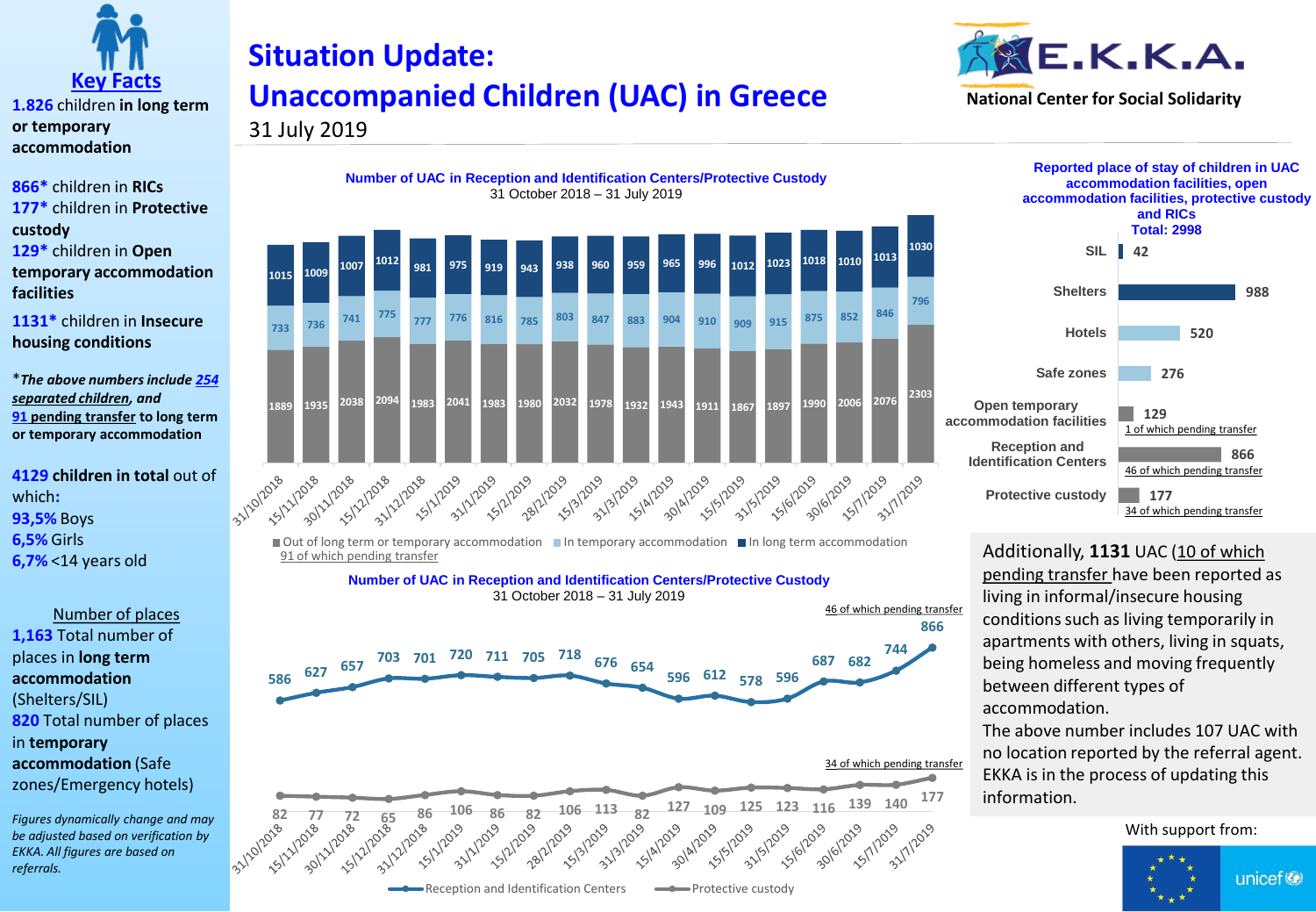# Situation Update: Unaccompanied Children (UAC) in Greece

31 July 2019

E.K.K.A. National Center for Social Solidarity

## Key Facts

**1.826** children **in long term or temporary accommodation**

**866*** children in **RICs**

**177*** children in **Protective custody**

**129*** children in **Open temporary accommodation facilities**

**1131*** children in **Insecure housing conditions**

*\*The above numbers include 254 separated children, and 91 pending transfer to long term or temporary accommodation*

**4129 children in total** out of which:

**93,5%** Boys

**6,5%** Girls

**6,7%** <14 years old

Number of places

**1,163** Total number of places in **long term accommodation** (Shelters/SIL)

**820** Total number of places in **temporary accommodation** (Safe zones/Emergency hotels)

*Figures dynamically change and may be adjusted based on verification by EKKA. All figures are based on referrals.*

### Number of UAC in Reception and Identification Centers/Protective Custody

31 October 2018 – 31 July 2019

| Date | Out of long term or temporary accommodation | In temporary accommodation | In long term accommodation |
|---|---|---|---|
| 31/10/2018 | 1889 | 733 | 1015 |
| 15/11/2018 | 1935 | 736 | 1009 |
| 30/11/2018 | 2038 | 741 | 1007 |
| 15/12/2018 | 2094 | 775 | 1012 |
| 31/12/2018 | 1983 | 777 | 981 |
| 15/1/2019 | 2041 | 776 | 975 |
| 31/1/2019 | 1983 | 816 | 919 |
| 15/2/2019 | 1980 | 785 | 943 |
| 28/2/2019 | 2032 | 803 | 938 |
| 15/3/2019 | 1978 | 847 | 960 |
| 31/3/2019 | 1932 | 883 | 959 |
| 15/4/2019 | 1943 | 904 | 965 |
| 30/4/2019 | 1911 | 910 | 996 |
| 15/5/2019 | 1867 | 909 | 1012 |
| 31/5/2019 | 1897 | 915 | 1023 |
| 15/6/2019 | 1990 | 875 | 1018 |
| 30/6/2019 | 2006 | 852 | 1010 |
| 15/7/2019 | 2076 | 846 | 1013 |
| 31/7/2019 | 2303 | 796 | 1030 |

91 of which pending transfer

### Number of UAC in Reception and Identification Centers/Protective Custody

31 October 2018 – 31 July 2019

| Date | Reception and Identification Centers | Protective custody |
|---|---|---|
| 31/10/2018 | 586 | 82 |
| 15/11/2018 | 627 | 77 |
| 30/11/2018 | 657 | 72 |
| 15/12/2018 | 703 | 65 |
| 31/12/2018 | 701 | 86 |
| 15/1/2019 | 720 | 106 |
| 31/1/2019 | 711 | 86 |
| 15/2/2019 | 705 | 82 |
| 28/2/2019 | 718 | 106 |
| 15/3/2019 | 676 | 113 |
| 31/3/2019 | 654 | 82 |
| 15/4/2019 | 596 | 127 |
| 30/4/2019 | 612 | 109 |
| 15/5/2019 | 578 | 125 |
| 31/5/2019 | 596 | 123 |
| 15/6/2019 | 687 | 116 |
| 30/6/2019 | 682 | 139 |
| 15/7/2019 | 744 | 140 |
| 31/7/2019 | 866 (46 of which pending transfer) | 177 (34 of which pending transfer) |

### Reported place of stay of children in UAC accommodation facilities, open accommodation facilities, protective custody and RICs

**Total: 2998**

| Place of stay | Number |
|---|---|
| SIL | 42 |
| Shelters | 988 |
| Hotels | 520 |
| Safe zones | 276 |
| Open temporary accommodation facilities | 129 (1 of which pending transfer) |
| Reception and Identification Centers | 866 (46 of which pending transfer) |
| Protective custody | 177 (34 of which pending transfer) |

Additionally, **1131** UAC (10 of which pending transfer have been reported as living in informal/insecure housing conditions such as living temporarily in apartments with others, living in squats, being homeless and moving frequently between different types of accommodation.

The above number includes 107 UAC with no location reported by the referral agent. EKKA is in the process of updating this information.

With support from: EU, unicef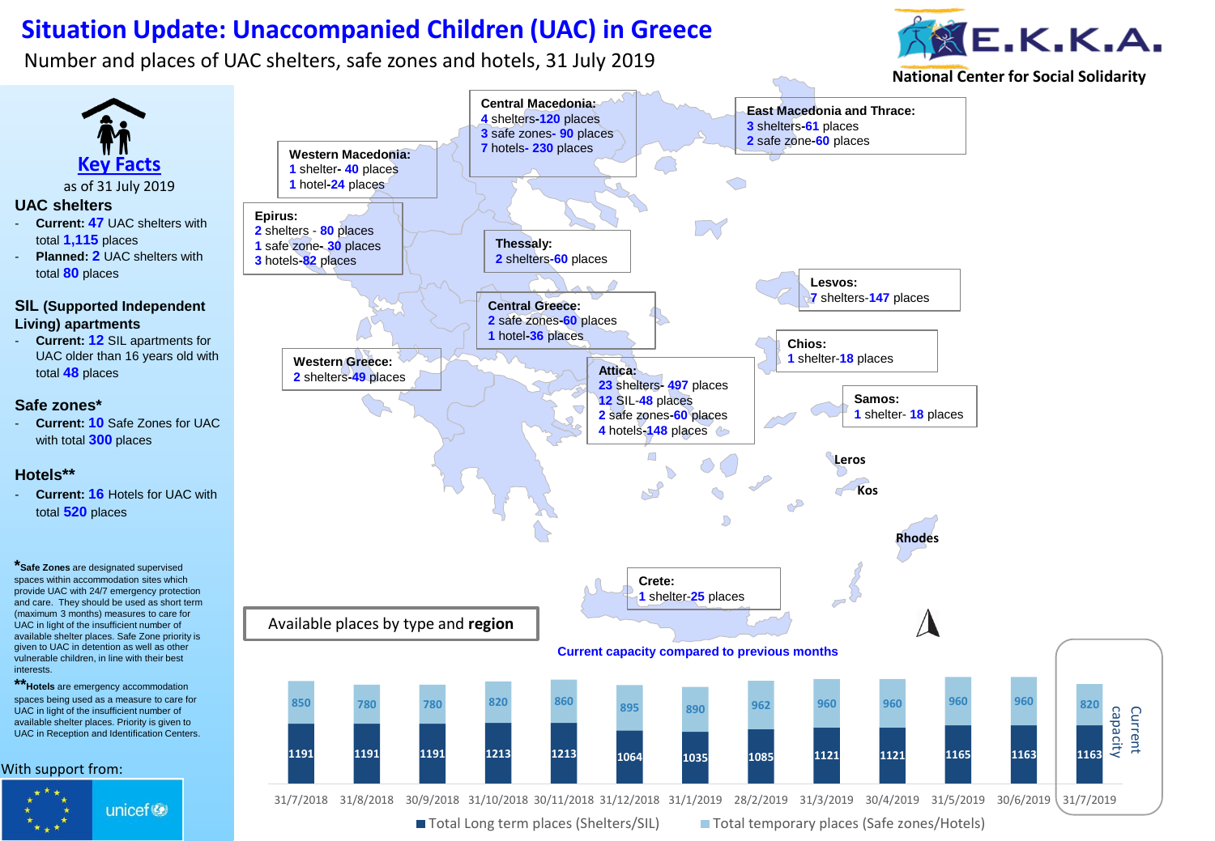# Situation Update: Unaccompanied Children (UAC) in Greece

Number and places of UAC shelters, safe zones and hotels, 31 July 2019

E.K.K.A. National Center for Social Solidarity

## Key Facts

as of 31 July 2019

### UAC shelters

- **Current: 47** UAC shelters with total **1,115** places
- **Planned: 2** UAC shelters with total **80** places

### SIL (Supported Independent Living) apartments

- **Current: 12** SIL apartments for UAC older than 16 years old with total **48** places

### Safe zones*

- **Current: 10** Safe Zones for UAC with total **300** places

### Hotels**

- **Current: 16** Hotels for UAC with total **520** places

***Safe Zones** are designated supervised spaces within accommodation sites which provide UAC with 24/7 emergency protection and care. They should be used as short term (maximum 3 months) measures to care for UAC in light of the insufficient number of available shelter places. Safe Zone priority is given to UAC in detention as well as other vulnerable children, in line with their best interests.

****Hotels** are emergency accommodation spaces being used as a measure to care for UAC in light of the insufficient number of available shelter places. Priority is given to UAC in Reception and Identification Centers.

With support from: unicef

## Available places by type and region

**Western Macedonia:**
1 shelter- 40 places
1 hotel-24 places

**Central Macedonia:**
4 shelters-120 places
3 safe zones- 90 places
7 hotels- 230 places

**East Macedonia and Thrace:**
3 shelters-61 places
2 safe zone-60 places

**Epirus:**
2 shelters - 80 places
1 safe zone- 30 places
3 hotels-82 places

**Thessaly:**
2 shelters-60 places

**Central Greece:**
2 safe zones-60 places
1 hotel-36 places

**Western Greece:**
2 shelters-49 places

**Attica:**
23 shelters- 497 places
12 SIL-48 places
2 safe zones-60 places
4 hotels-148 places

**Lesvos:**
7 shelters-147 places

**Chios:**
1 shelter-18 places

**Samos:**
1 shelter- 18 places

**Crete:**
1 shelter-25 places

Leros, Kos, Rhodes

## Current capacity compared to previous months

| Date | Total Long term places (Shelters/SIL) | Total temporary places (Safe zones/Hotels) |
|---|---|---|
| 31/7/2018 | 1191 | 850 |
| 31/8/2018 | 1191 | 780 |
| 30/9/2018 | 1191 | 780 |
| 31/10/2018 | 1213 | 820 |
| 30/11/2018 | 1213 | 860 |
| 31/12/2018 | 1064 | 895 |
| 31/1/2019 | 1035 | 890 |
| 28/2/2019 | 1085 | 962 |
| 31/3/2019 | 1121 | 960 |
| 30/4/2019 | 1121 | 960 |
| 31/5/2019 | 1165 | 960 |
| 30/6/2019 | 1163 | 960 |
| 31/7/2019 (Current capacity) | 1163 | 820 |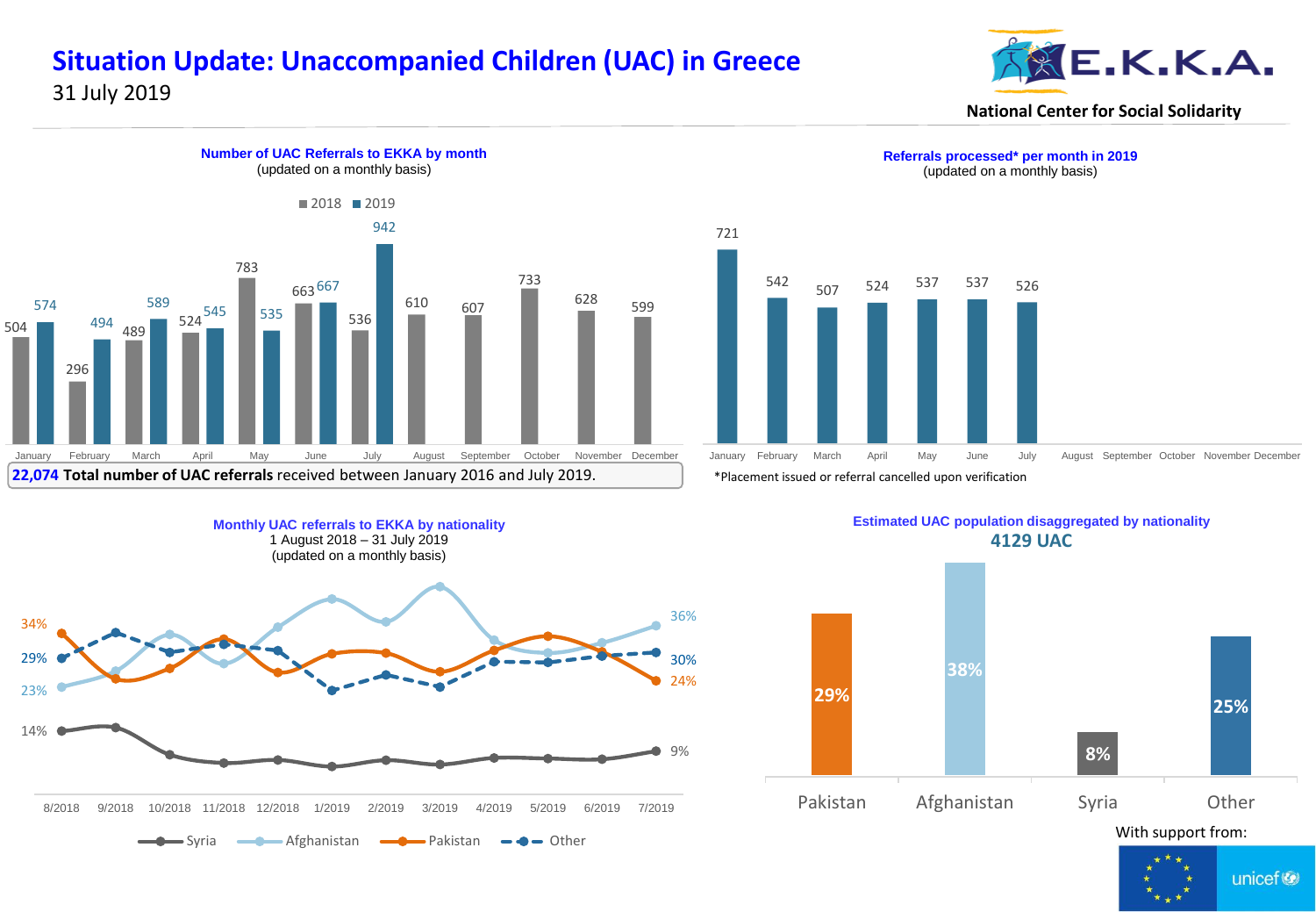# Situation Update: Unaccompanied Children (UAC) in Greece

31 July 2019

E.K.K.A.

National Center for Social Solidarity

### Number of UAC Referrals to EKKA by month

(updated on a monthly basis)

2018
2019

504
574
296
494
489
589
524
545
783
535
663
667
536
942
610
607
733
628
599

January
February
March
April
May
June
July
August
September
October
November
December

**22,074 Total number of UAC referrals** received between January 2016 and July 2019.

### Referrals processed* per month in 2019

(updated on a monthly basis)

721
542
507
524
537
537
526

January
February
March
April
May
June
July
August
September
October
November
December

*Placement issued or referral cancelled upon verification

### Monthly UAC referrals to EKKA by nationality

1 August 2018 – 31 July 2019

(updated on a monthly basis)

34%
29%
23%
14%
36%
30%
24%
9%

8/2018
9/2018
10/2018
11/2018
12/2018
1/2019
2/2019
3/2019
4/2019
5/2019
6/2019
7/2019

Syria
Afghanistan
Pakistan
Other

### Estimated UAC population disaggregated by nationality

**4129 UAC**

29%
38%
8%
25%

Pakistan
Afghanistan
Syria
Other

With support from:

unicef